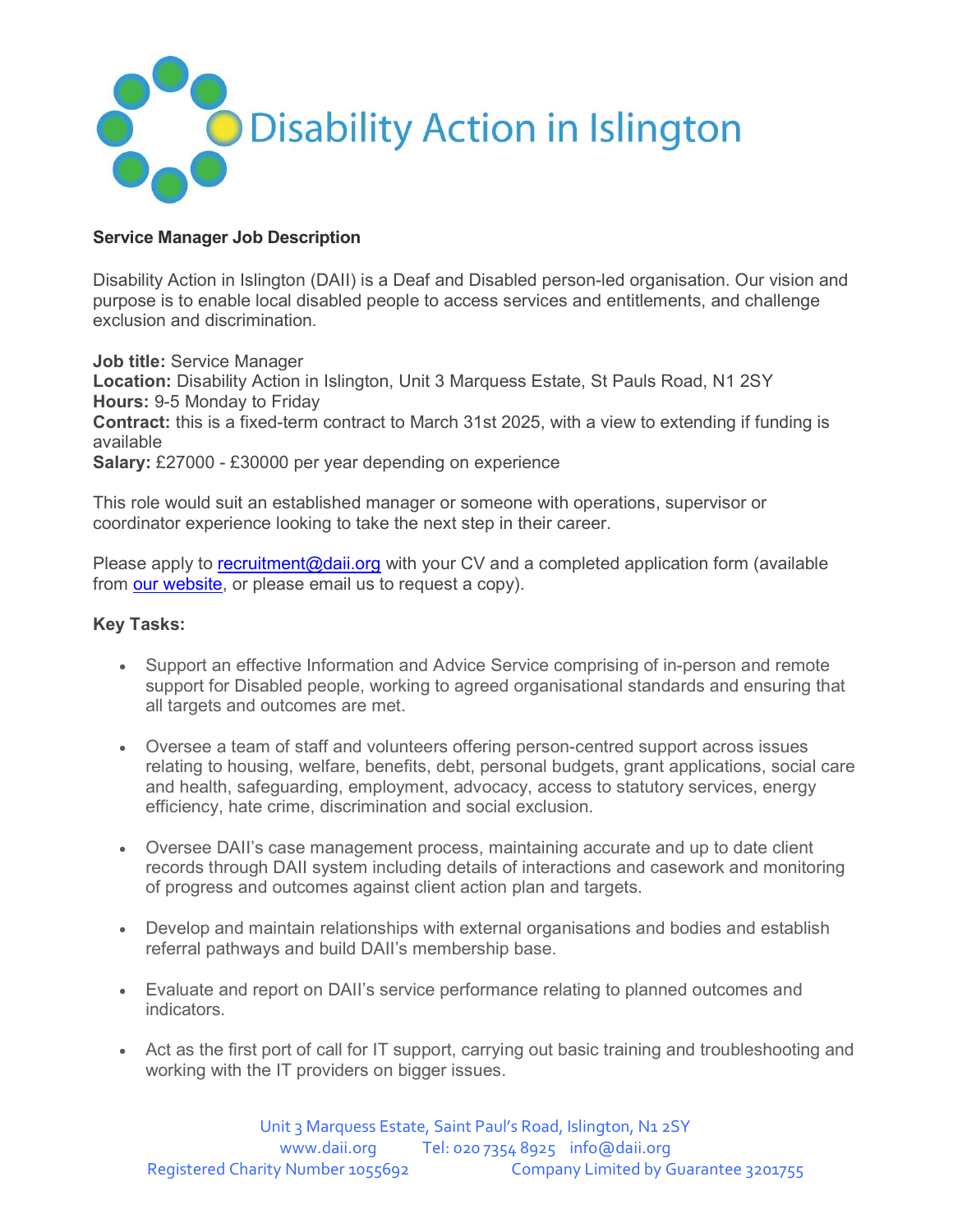# Disability Action in Islington

**Service Manager Job Description**

Disability Action in Islington (DAII) is a Deaf and Disabled person-led organisation. Our vision and purpose is to enable local disabled people to access services and entitlements, and challenge exclusion and discrimination.

**Job title:** Service Manager
**Location:** Disability Action in Islington, Unit 3 Marquess Estate, St Pauls Road, N1 2SY
**Hours:** 9-5 Monday to Friday
**Contract:** this is a fixed-term contract to March 31st 2025, with a view to extending if funding is available
**Salary:** £27000 - £30000 per year depending on experience

This role would suit an established manager or someone with operations, supervisor or coordinator experience looking to take the next step in their career.

Please apply to recruitment@daii.org with your CV and a completed application form (available from our website, or please email us to request a copy).

**Key Tasks:**

- Support an effective Information and Advice Service comprising of in-person and remote support for Disabled people, working to agreed organisational standards and ensuring that all targets and outcomes are met.

- Oversee a team of staff and volunteers offering person-centred support across issues relating to housing, welfare, benefits, debt, personal budgets, grant applications, social care and health, safeguarding, employment, advocacy, access to statutory services, energy efficiency, hate crime, discrimination and social exclusion.

- Oversee DAII's case management process, maintaining accurate and up to date client records through DAII system including details of interactions and casework and monitoring of progress and outcomes against client action plan and targets.

- Develop and maintain relationships with external organisations and bodies and establish referral pathways and build DAII's membership base.

- Evaluate and report on DAII's service performance relating to planned outcomes and indicators.

- Act as the first port of call for IT support, carrying out basic training and troubleshooting and working with the IT providers on bigger issues.

Unit 3 Marquess Estate, Saint Paul's Road, Islington, N1 2SY
www.daii.org Tel: 020 7354 8925 info@daii.org
Registered Charity Number 1055692 Company Limited by Guarantee 3201755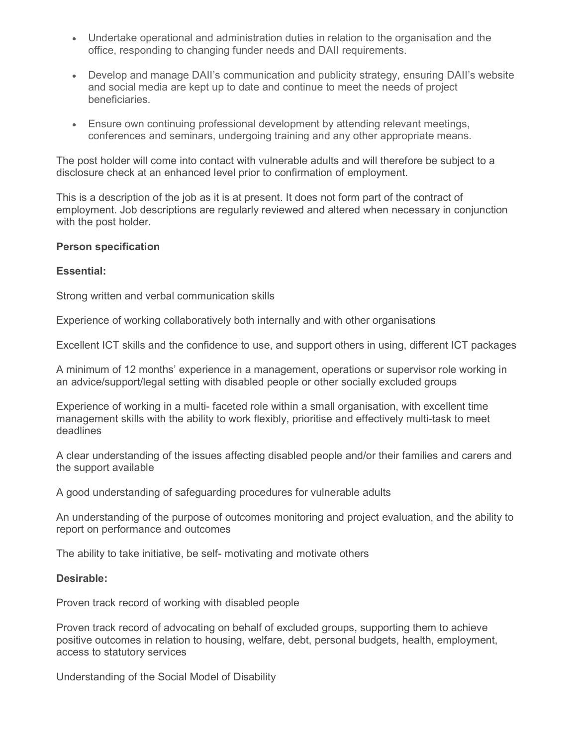- Undertake operational and administration duties in relation to the organisation and the office, responding to changing funder needs and DAII requirements.
- Develop and manage DAII's communication and publicity strategy, ensuring DAII's website and social media are kept up to date and continue to meet the needs of project beneficiaries.
- Ensure own continuing professional development by attending relevant meetings, conferences and seminars, undergoing training and any other appropriate means.

The post holder will come into contact with vulnerable adults and will therefore be subject to a disclosure check at an enhanced level prior to confirmation of employment.

This is a description of the job as it is at present. It does not form part of the contract of employment. Job descriptions are regularly reviewed and altered when necessary in conjunction with the post holder.

**Person specification**

**Essential:**

Strong written and verbal communication skills

Experience of working collaboratively both internally and with other organisations

Excellent ICT skills and the confidence to use, and support others in using, different ICT packages

A minimum of 12 months' experience in a management, operations or supervisor role working in an advice/support/legal setting with disabled people or other socially excluded groups

Experience of working in a multi- faceted role within a small organisation, with excellent time management skills with the ability to work flexibly, prioritise and effectively multi-task to meet deadlines

A clear understanding of the issues affecting disabled people and/or their families and carers and the support available

A good understanding of safeguarding procedures for vulnerable adults

An understanding of the purpose of outcomes monitoring and project evaluation, and the ability to report on performance and outcomes

The ability to take initiative, be self- motivating and motivate others

**Desirable:**

Proven track record of working with disabled people

Proven track record of advocating on behalf of excluded groups, supporting them to achieve positive outcomes in relation to housing, welfare, debt, personal budgets, health, employment, access to statutory services

Understanding of the Social Model of Disability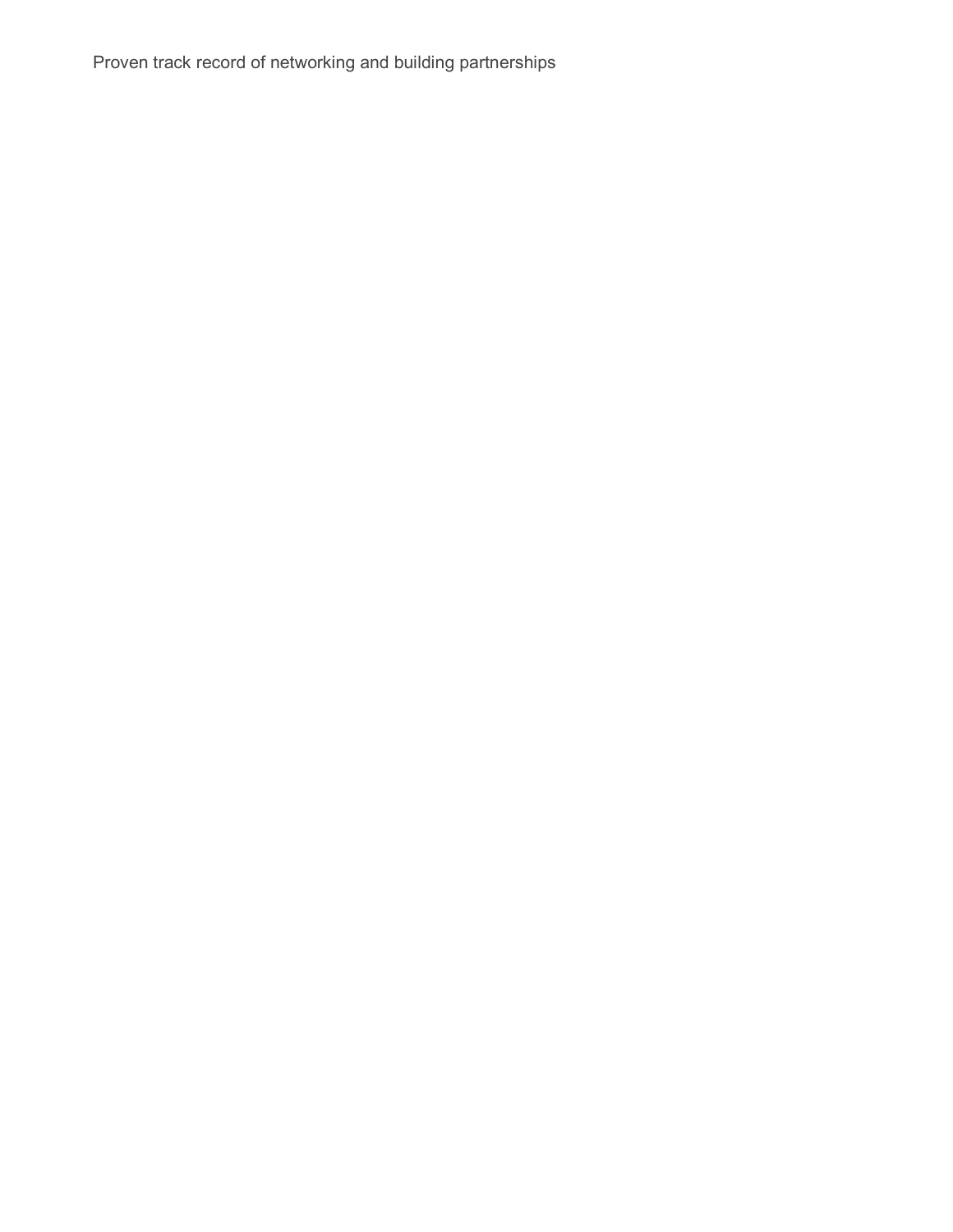Proven track record of networking and building partnerships